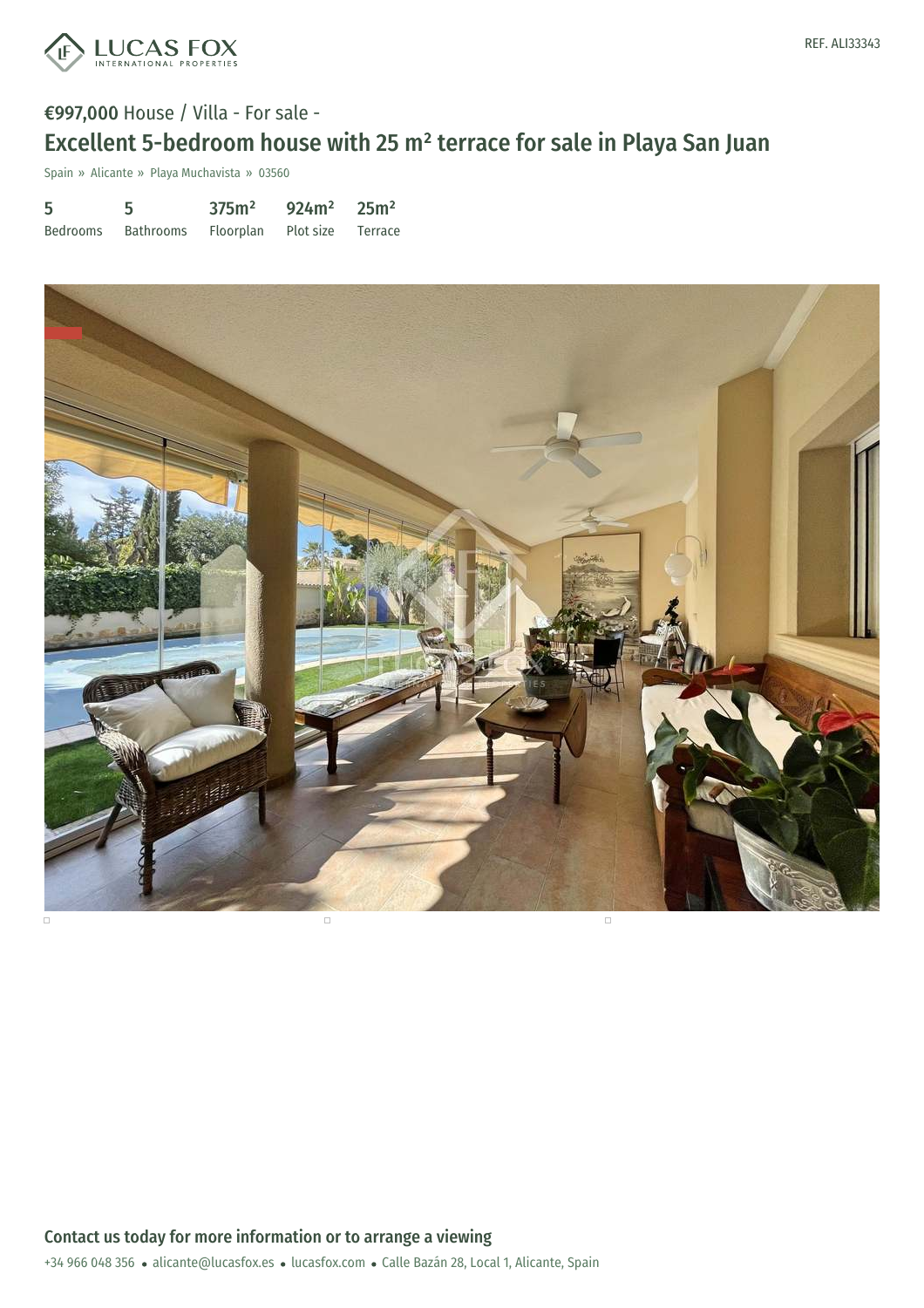REF. ALI33343

**€997,000** House / Villa - For sale -

# Excellent 5-bedroom house with 25 m² terrace for sale in Playa San Juan

Spain » Alicante » Playa Muchavista » 03560

| 5 | 5 | 375m² | 924m² | 25m² |
|---|---|---|---|---|
| Bedrooms | Bathrooms | Floorplan | Plot size | Terrace |

## Contact us today for more information or to arrange a viewing

+34 966 048 356 • alicante@lucasfox.es • lucasfox.com • Calle Bazán 28, Local 1, Alicante, Spain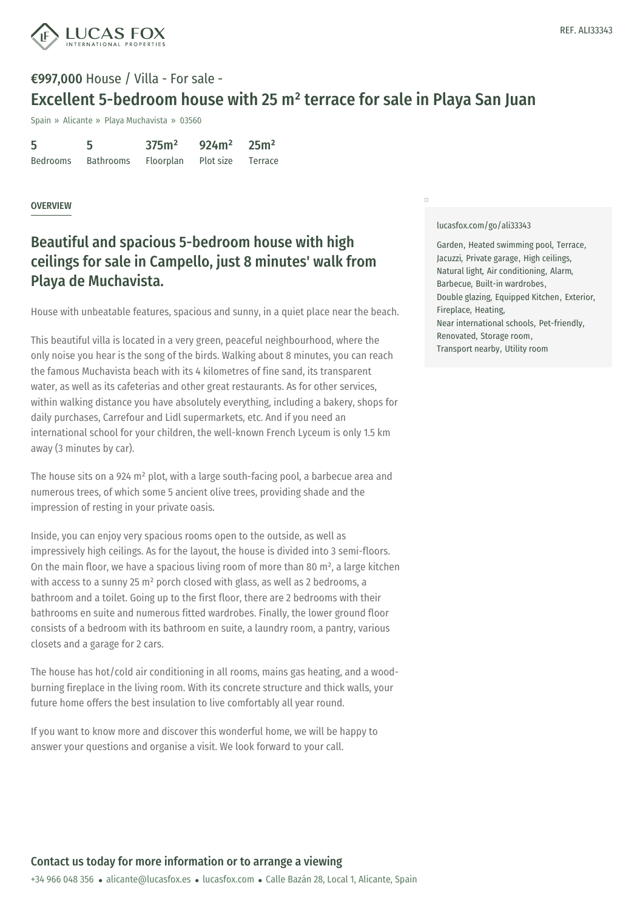REF. ALI33343

**€997,000** House / Villa - For sale -

# Excellent 5-bedroom house with 25 m² terrace for sale in Playa San Juan

Spain » Alicante » Playa Muchavista » 03560

| 5 | 5 | 375m² | 924m² | 25m² |
|---|---|---|---|---|
| Bedrooms | Bathrooms | Floorplan | Plot size | Terrace |

## OVERVIEW

## Beautiful and spacious 5-bedroom house with high ceilings for sale in Campello, just 8 minutes' walk from Playa de Muchavista.

House with unbeatable features, spacious and sunny, in a quiet place near the beach.

This beautiful villa is located in a very green, peaceful neighbourhood, where the only noise you hear is the song of the birds. Walking about 8 minutes, you can reach the famous Muchavista beach with its 4 kilometres of fine sand, its transparent water, as well as its cafeterias and other great restaurants. As for other services, within walking distance you have absolutely everything, including a bakery, shops for daily purchases, Carrefour and Lidl supermarkets, etc. And if you need an international school for your children, the well-known French Lyceum is only 1.5 km away (3 minutes by car).

The house sits on a 924 m² plot, with a large south-facing pool, a barbecue area and numerous trees, of which some 5 ancient olive trees, providing shade and the impression of resting in your private oasis.

Inside, you can enjoy very spacious rooms open to the outside, as well as impressively high ceilings. As for the layout, the house is divided into 3 semi-floors. On the main floor, we have a spacious living room of more than 80 m², a large kitchen with access to a sunny 25 m² porch closed with glass, as well as 2 bedrooms, a bathroom and a toilet. Going up to the first floor, there are 2 bedrooms with their bathrooms en suite and numerous fitted wardrobes. Finally, the lower ground floor consists of a bedroom with its bathroom en suite, a laundry room, a pantry, various closets and a garage for 2 cars.

The house has hot/cold air conditioning in all rooms, mains gas heating, and a wood-burning fireplace in the living room. With its concrete structure and thick walls, your future home offers the best insulation to live comfortably all year round.

If you want to know more and discover this wonderful home, we will be happy to answer your questions and organise a visit. We look forward to your call.

lucasfox.com/go/ali33343

Garden, Heated swimming pool, Terrace, Jacuzzi, Private garage, High ceilings, Natural light, Air conditioning, Alarm, Barbecue, Built-in wardrobes, Double glazing, Equipped Kitchen, Exterior, Fireplace, Heating, Near international schools, Pet-friendly, Renovated, Storage room, Transport nearby, Utility room

### Contact us today for more information or to arrange a viewing

+34 966 048 356 • alicante@lucasfox.es • lucasfox.com • Calle Bazán 28, Local 1, Alicante, Spain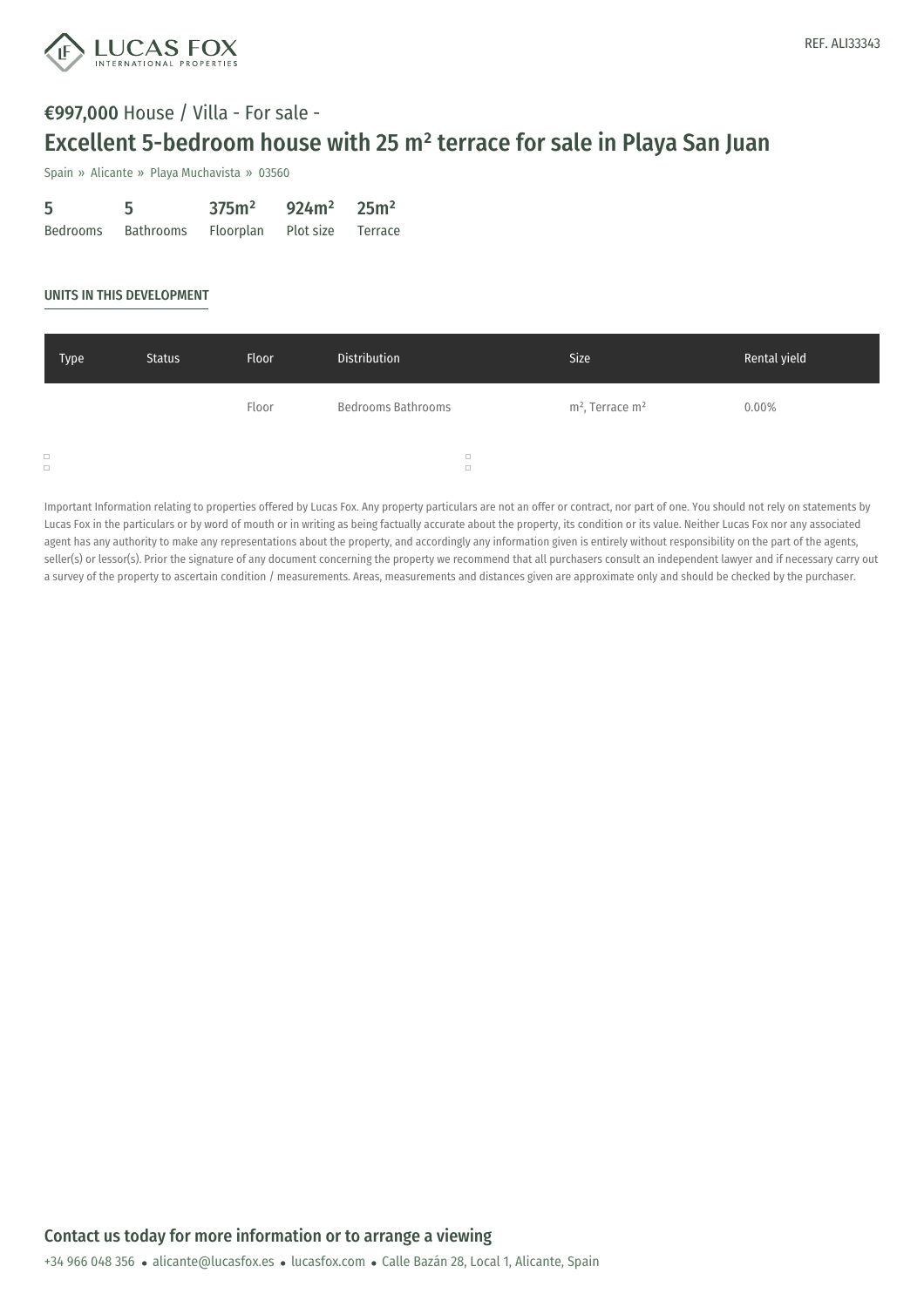REF. ALI33343

**€997,000** House / Villa - For sale -

# Excellent 5-bedroom house with 25 m² terrace for sale in Playa San Juan

Spain » Alicante » Playa Muchavista » 03560

| 5 | 5 | 375m² | 924m² | 25m² |
| --- | --- | --- | --- | --- |
| Bedrooms | Bathrooms | Floorplan | Plot size | Terrace |

## UNITS IN THIS DEVELOPMENT

| Type | Status | Floor | Distribution | Size | Rental yield |
| --- | --- | --- | --- | --- | --- |
| | | Floor | Bedrooms Bathrooms | m², Terrace m² | 0.00% |

Important Information relating to properties offered by Lucas Fox. Any property particulars are not an offer or contract, nor part of one. You should not rely on statements by Lucas Fox in the particulars or by word of mouth or in writing as being factually accurate about the property, its condition or its value. Neither Lucas Fox nor any associated agent has any authority to make any representations about the property, and accordingly any information given is entirely without responsibility on the part of the agents, seller(s) or lessor(s). Prior the signature of any document concerning the property we recommend that all purchasers consult an independent lawyer and if necessary carry out a survey of the property to ascertain condition / measurements. Areas, measurements and distances given are approximate only and should be checked by the purchaser.

## Contact us today for more information or to arrange a viewing

+34 966 048 356 • alicante@lucasfox.es • lucasfox.com • Calle Bazán 28, Local 1, Alicante, Spain